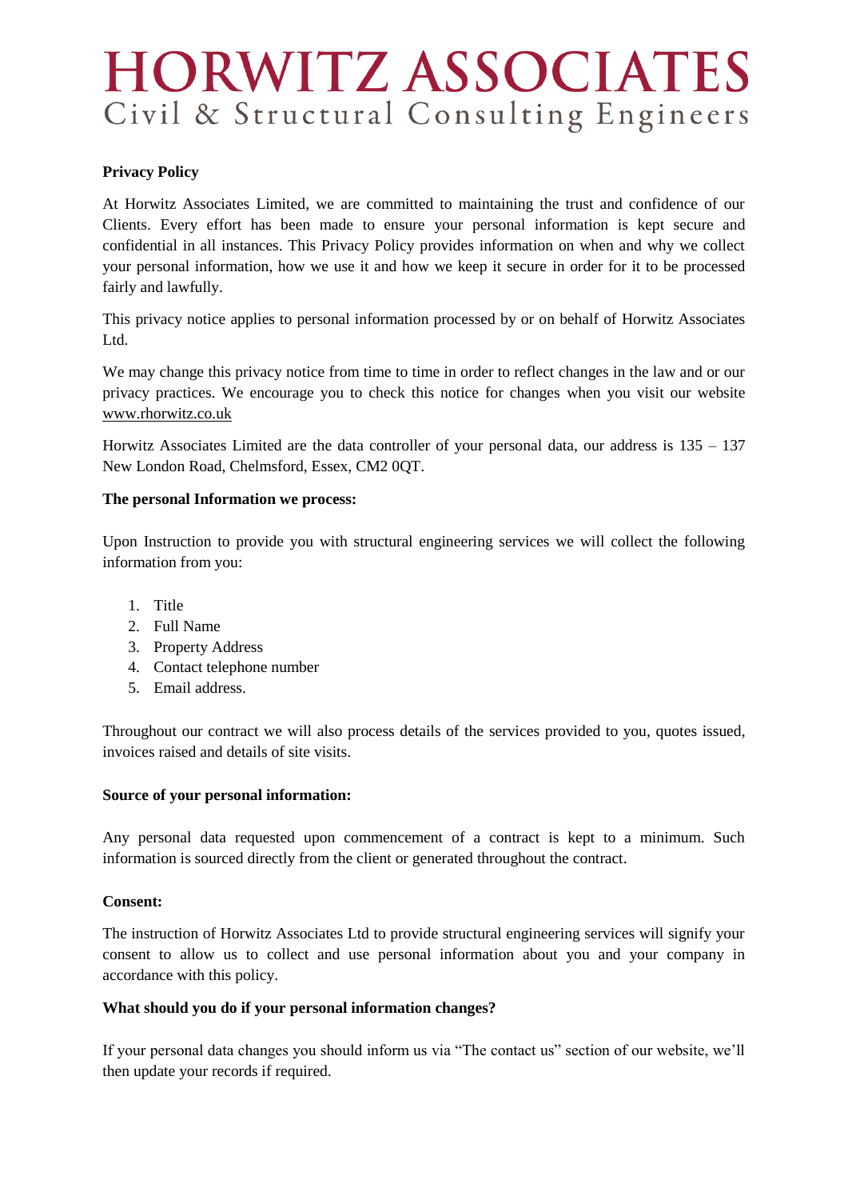# HORWITZ ASSOCIATES

Civil & Structural Consulting Engineers

**Privacy Policy**

At Horwitz Associates Limited, we are committed to maintaining the trust and confidence of our Clients. Every effort has been made to ensure your personal information is kept secure and confidential in all instances. This Privacy Policy provides information on when and why we collect your personal information, how we use it and how we keep it secure in order for it to be processed fairly and lawfully.

This privacy notice applies to personal information processed by or on behalf of Horwitz Associates Ltd.

We may change this privacy notice from time to time in order to reflect changes in the law and or our privacy practices. We encourage you to check this notice for changes when you visit our website www.rhorwitz.co.uk

Horwitz Associates Limited are the data controller of your personal data, our address is 135 – 137 New London Road, Chelmsford, Essex, CM2 0QT.

**The personal Information we process:**

Upon Instruction to provide you with structural engineering services we will collect the following information from you:

1. Title
2. Full Name
3. Property Address
4. Contact telephone number
5. Email address.

Throughout our contract we will also process details of the services provided to you, quotes issued, invoices raised and details of site visits.

**Source of your personal information:**

Any personal data requested upon commencement of a contract is kept to a minimum. Such information is sourced directly from the client or generated throughout the contract.

**Consent:**

The instruction of Horwitz Associates Ltd to provide structural engineering services will signify your consent to allow us to collect and use personal information about you and your company in accordance with this policy.

**What should you do if your personal information changes?**

If your personal data changes you should inform us via "The contact us" section of our website, we'll then update your records if required.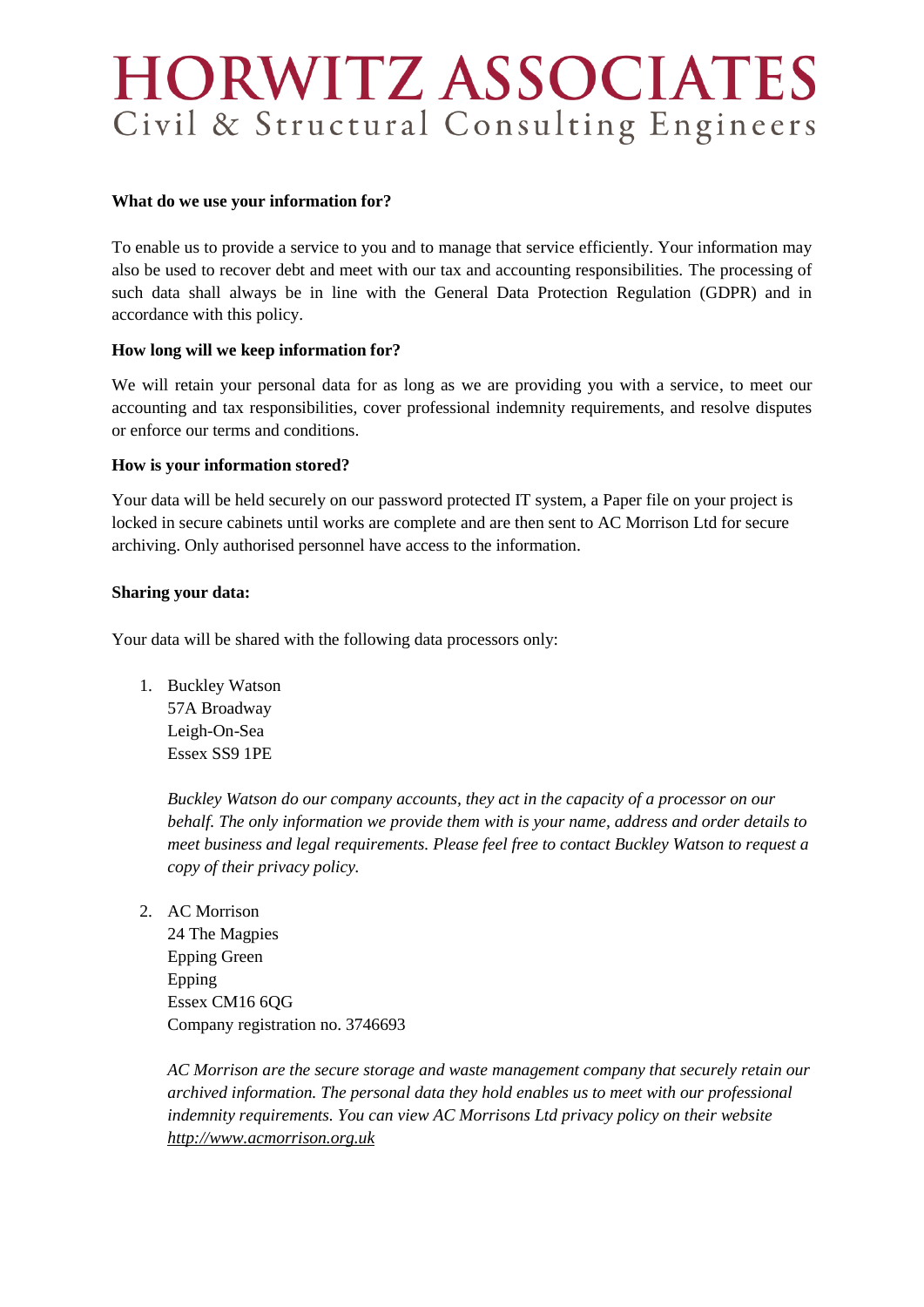**What do we use your information for?**

To enable us to provide a service to you and to manage that service efficiently. Your information may also be used to recover debt and meet with our tax and accounting responsibilities. The processing of such data shall always be in line with the General Data Protection Regulation (GDPR) and in accordance with this policy.

**How long will we keep information for?**

We will retain your personal data for as long as we are providing you with a service, to meet our accounting and tax responsibilities, cover professional indemnity requirements, and resolve disputes or enforce our terms and conditions.

**How is your information stored?**

Your data will be held securely on our password protected IT system, a Paper file on your project is locked in secure cabinets until works are complete and are then sent to AC Morrison Ltd for secure archiving. Only authorised personnel have access to the information.

**Sharing your data:**

Your data will be shared with the following data processors only:

1. Buckley Watson
   57A Broadway
   Leigh-On-Sea
   Essex SS9 1PE

   *Buckley Watson do our company accounts, they act in the capacity of a processor on our behalf. The only information we provide them with is your name, address and order details to meet business and legal requirements. Please feel free to contact Buckley Watson to request a copy of their privacy policy.*

2. AC Morrison
   24 The Magpies
   Epping Green
   Epping
   Essex CM16 6QG
   Company registration no. 3746693

   *AC Morrison are the secure storage and waste management company that securely retain our archived information. The personal data they hold enables us to meet with our professional indemnity requirements. You can view AC Morrisons Ltd privacy policy on their website [http://www.acmorrison.org.uk](http://www.acmorrison.org.uk)*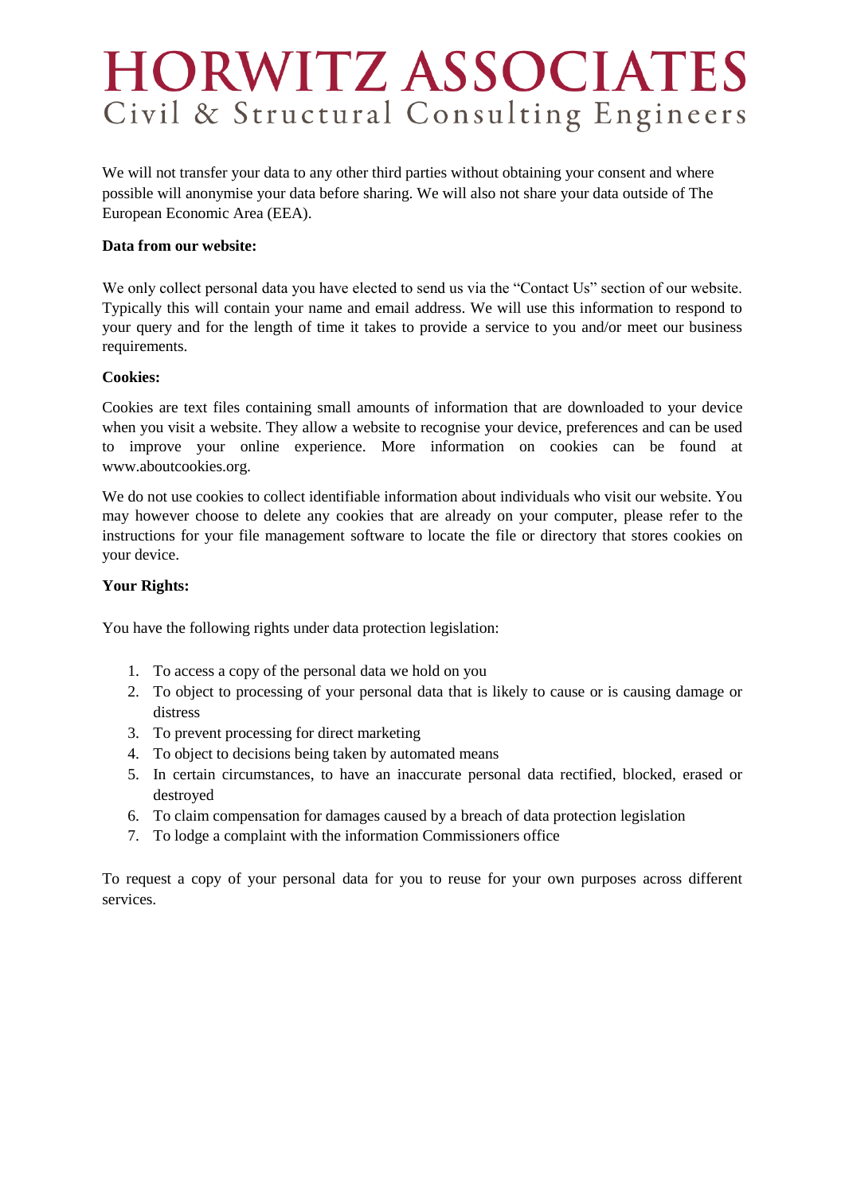We will not transfer your data to any other third parties without obtaining your consent and where possible will anonymise your data before sharing. We will also not share your data outside of The European Economic Area (EEA).

**Data from our website:**

We only collect personal data you have elected to send us via the "Contact Us" section of our website. Typically this will contain your name and email address. We will use this information to respond to your query and for the length of time it takes to provide a service to you and/or meet our business requirements.

**Cookies:**

Cookies are text files containing small amounts of information that are downloaded to your device when you visit a website. They allow a website to recognise your device, preferences and can be used to improve your online experience. More information on cookies can be found at www.aboutcookies.org.

We do not use cookies to collect identifiable information about individuals who visit our website. You may however choose to delete any cookies that are already on your computer, please refer to the instructions for your file management software to locate the file or directory that stores cookies on your device.

**Your Rights:**

You have the following rights under data protection legislation:

1. To access a copy of the personal data we hold on you
2. To object to processing of your personal data that is likely to cause or is causing damage or distress
3. To prevent processing for direct marketing
4. To object to decisions being taken by automated means
5. In certain circumstances, to have an inaccurate personal data rectified, blocked, erased or destroyed
6. To claim compensation for damages caused by a breach of data protection legislation
7. To lodge a complaint with the information Commissioners office

To request a copy of your personal data for you to reuse for your own purposes across different services.